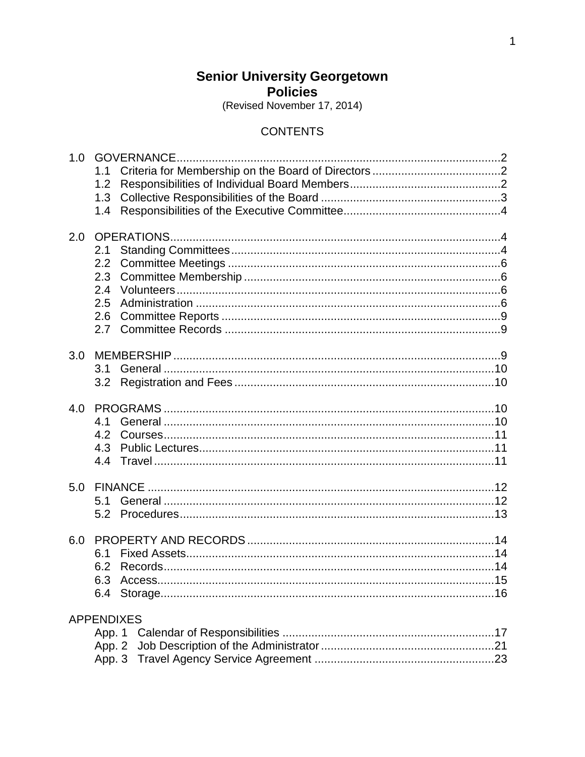# Senior University Georgetown
## Policies

(Revised November 17, 2014)

CONTENTS

1.0 GOVERNANCE....................................................................................................2
- 1.1 Criteria for Membership on the Board of Directors........................................2
- 1.2 Responsibilities of Individual Board Members..............................................2
- 1.3 Collective Responsibilities of the Board.......................................................3
- 1.4 Responsibilities of the Executive Committee................................................4

2.0 OPERATIONS......................................................................................................4
- 2.1 Standing Committees...................................................................................4
- 2.2 Committee Meetings....................................................................................6
- 2.3 Committee Membership...............................................................................6
- 2.4 Volunteers...................................................................................................6
- 2.5 Administration.............................................................................................6
- 2.6 Committee Reports......................................................................................9
- 2.7 Committee Records.....................................................................................9

3.0 MEMBERSHIP.....................................................................................................9
- 3.1 General......................................................................................................10
- 3.2 Registration and Fees................................................................................10

4.0 PROGRAMS......................................................................................................10
- 4.1 General......................................................................................................10
- 4.2 Courses......................................................................................................11
- 4.3 Public Lectures...........................................................................................11
- 4.4 Travel.........................................................................................................11

5.0 FINANCE...........................................................................................................12
- 5.1 General......................................................................................................12
- 5.2 Procedures.................................................................................................13

6.0 PROPERTY AND RECORDS............................................................................14
- 6.1 Fixed Assets...............................................................................................14
- 6.2 Records......................................................................................................14
- 6.3 Access........................................................................................................15
- 6.4 Storage.......................................................................................................16

APPENDIXES
- App. 1 Calendar of Responsibilities.................................................................17
- App. 2 Job Description of the Administrator.....................................................21
- App. 3 Travel Agency Service Agreement.......................................................23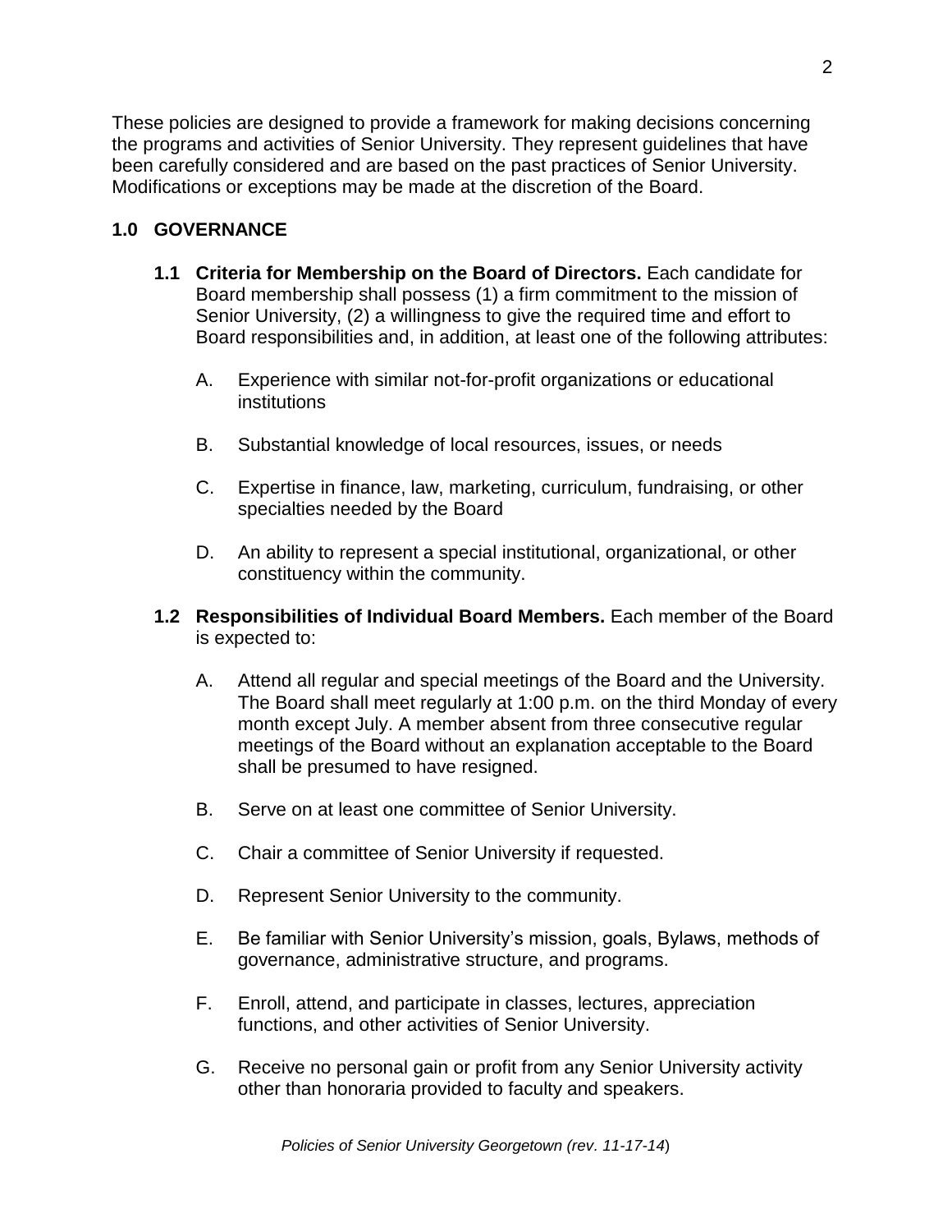These policies are designed to provide a framework for making decisions concerning the programs and activities of Senior University. They represent guidelines that have been carefully considered and are based on the past practices of Senior University. Modifications or exceptions may be made at the discretion of the Board.

## 1.0 GOVERNANCE

**1.1 Criteria for Membership on the Board of Directors.** Each candidate for Board membership shall possess (1) a firm commitment to the mission of Senior University, (2) a willingness to give the required time and effort to Board responsibilities and, in addition, at least one of the following attributes:

A. Experience with similar not-for-profit organizations or educational institutions

B. Substantial knowledge of local resources, issues, or needs

C. Expertise in finance, law, marketing, curriculum, fundraising, or other specialties needed by the Board

D. An ability to represent a special institutional, organizational, or other constituency within the community.

**1.2 Responsibilities of Individual Board Members.** Each member of the Board is expected to:

A. Attend all regular and special meetings of the Board and the University. The Board shall meet regularly at 1:00 p.m. on the third Monday of every month except July. A member absent from three consecutive regular meetings of the Board without an explanation acceptable to the Board shall be presumed to have resigned.

B. Serve on at least one committee of Senior University.

C. Chair a committee of Senior University if requested.

D. Represent Senior University to the community.

E. Be familiar with Senior University's mission, goals, Bylaws, methods of governance, administrative structure, and programs.

F. Enroll, attend, and participate in classes, lectures, appreciation functions, and other activities of Senior University.

G. Receive no personal gain or profit from any Senior University activity other than honoraria provided to faculty and speakers.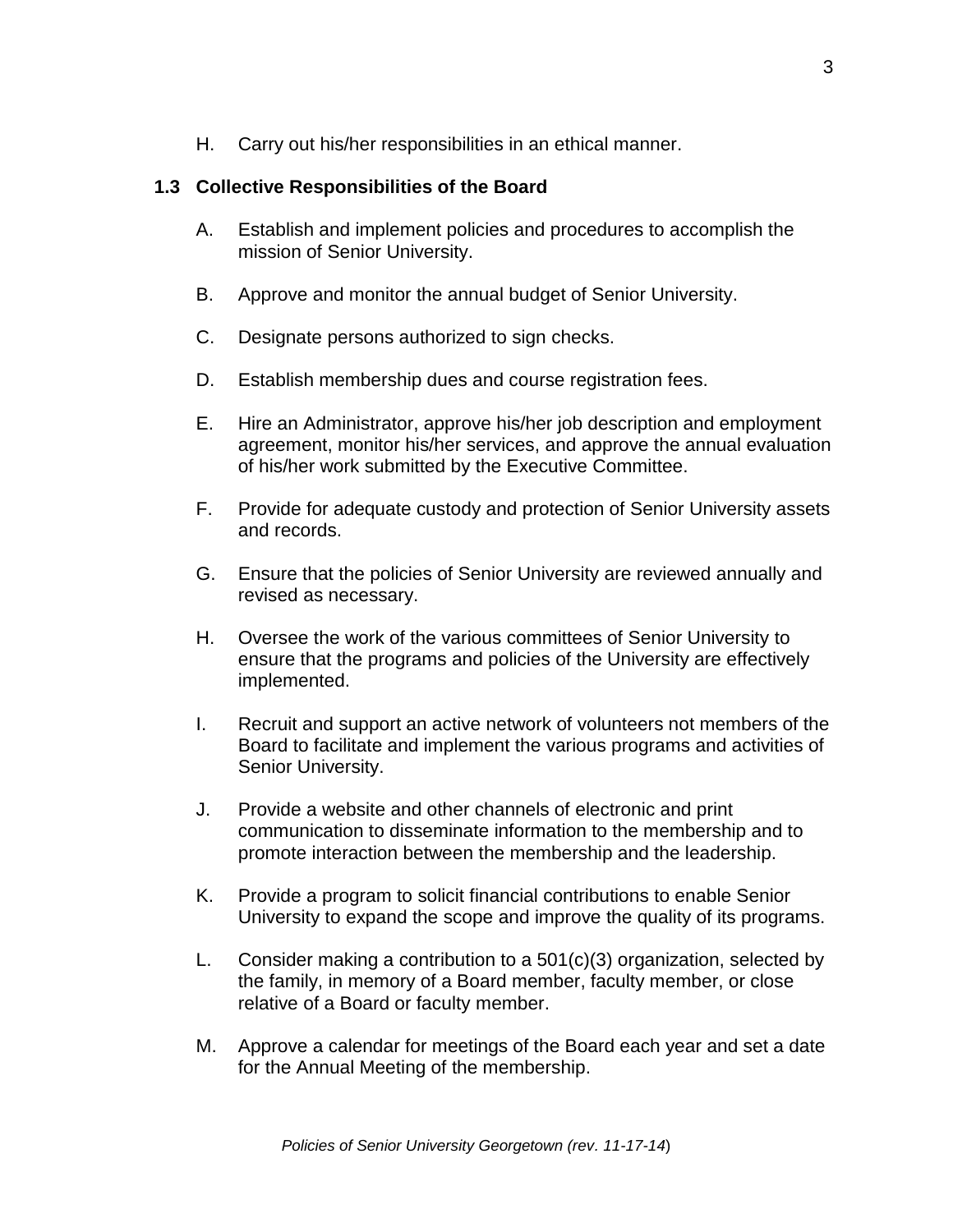H. Carry out his/her responsibilities in an ethical manner.

### 1.3 Collective Responsibilities of the Board

A. Establish and implement policies and procedures to accomplish the mission of Senior University.

B. Approve and monitor the annual budget of Senior University.

C. Designate persons authorized to sign checks.

D. Establish membership dues and course registration fees.

E. Hire an Administrator, approve his/her job description and employment agreement, monitor his/her services, and approve the annual evaluation of his/her work submitted by the Executive Committee.

F. Provide for adequate custody and protection of Senior University assets and records.

G. Ensure that the policies of Senior University are reviewed annually and revised as necessary.

H. Oversee the work of the various committees of Senior University to ensure that the programs and policies of the University are effectively implemented.

I. Recruit and support an active network of volunteers not members of the Board to facilitate and implement the various programs and activities of Senior University.

J. Provide a website and other channels of electronic and print communication to disseminate information to the membership and to promote interaction between the membership and the leadership.

K. Provide a program to solicit financial contributions to enable Senior University to expand the scope and improve the quality of its programs.

L. Consider making a contribution to a 501(c)(3) organization, selected by the family, in memory of a Board member, faculty member, or close relative of a Board or faculty member.

M. Approve a calendar for meetings of the Board each year and set a date for the Annual Meeting of the membership.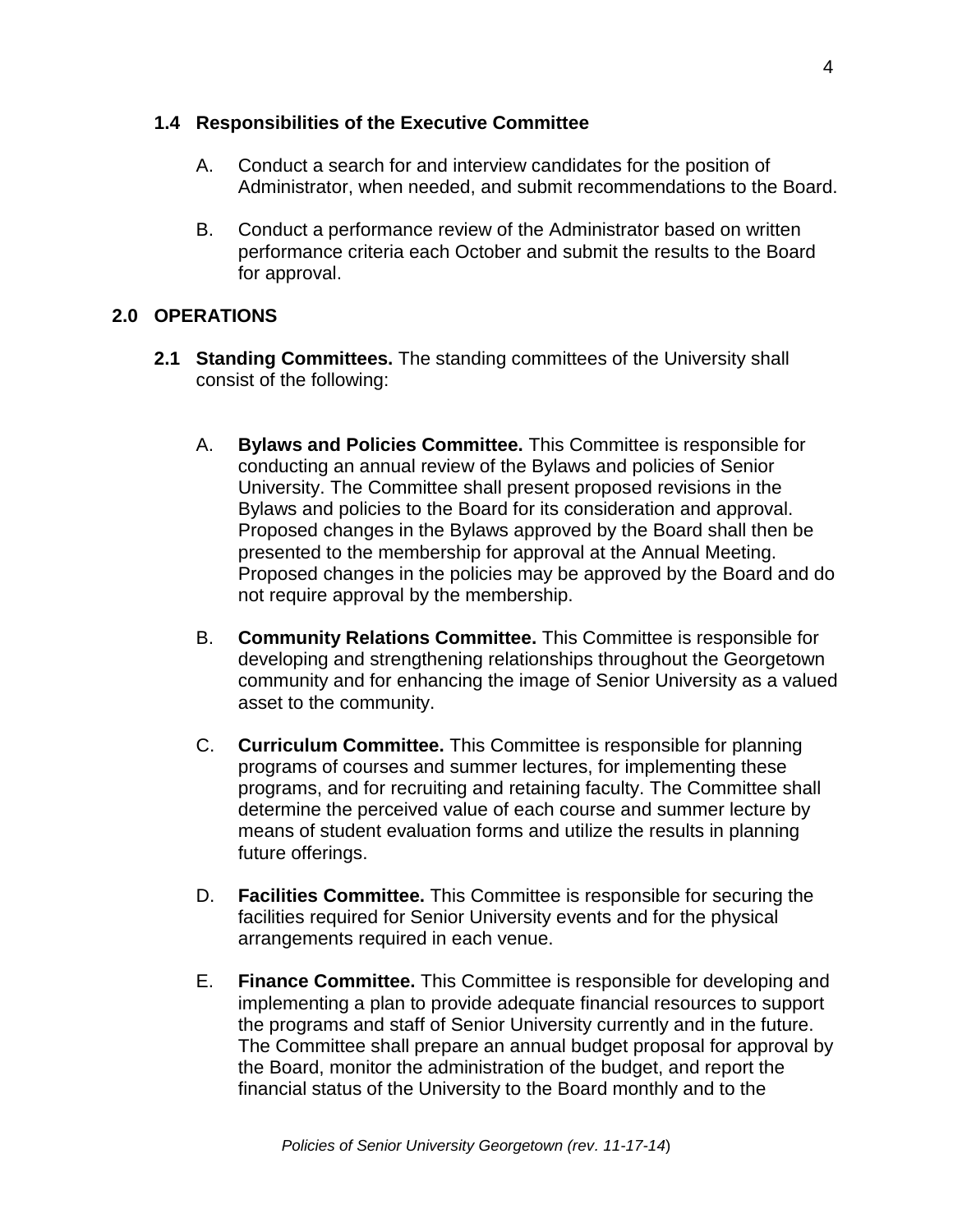### 1.4 Responsibilities of the Executive Committee

A. Conduct a search for and interview candidates for the position of Administrator, when needed, and submit recommendations to the Board.

B. Conduct a performance review of the Administrator based on written performance criteria each October and submit the results to the Board for approval.

## 2.0 OPERATIONS

**2.1 Standing Committees.** The standing committees of the University shall consist of the following:

A. **Bylaws and Policies Committee.** This Committee is responsible for conducting an annual review of the Bylaws and policies of Senior University. The Committee shall present proposed revisions in the Bylaws and policies to the Board for its consideration and approval. Proposed changes in the Bylaws approved by the Board shall then be presented to the membership for approval at the Annual Meeting. Proposed changes in the policies may be approved by the Board and do not require approval by the membership.

B. **Community Relations Committee.** This Committee is responsible for developing and strengthening relationships throughout the Georgetown community and for enhancing the image of Senior University as a valued asset to the community.

C. **Curriculum Committee.** This Committee is responsible for planning programs of courses and summer lectures, for implementing these programs, and for recruiting and retaining faculty. The Committee shall determine the perceived value of each course and summer lecture by means of student evaluation forms and utilize the results in planning future offerings.

D. **Facilities Committee.** This Committee is responsible for securing the facilities required for Senior University events and for the physical arrangements required in each venue.

E. **Finance Committee.** This Committee is responsible for developing and implementing a plan to provide adequate financial resources to support the programs and staff of Senior University currently and in the future. The Committee shall prepare an annual budget proposal for approval by the Board, monitor the administration of the budget, and report the financial status of the University to the Board monthly and to the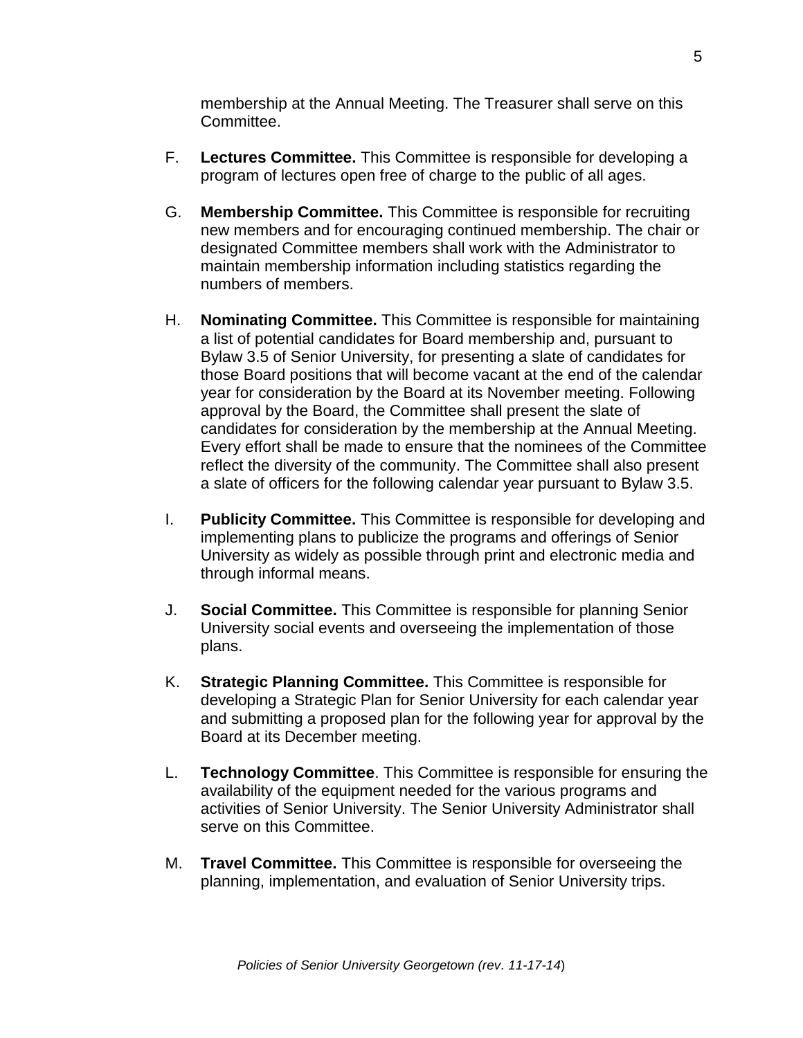membership at the Annual Meeting. The Treasurer shall serve on this Committee.

F. **Lectures Committee.** This Committee is responsible for developing a program of lectures open free of charge to the public of all ages.

G. **Membership Committee.** This Committee is responsible for recruiting new members and for encouraging continued membership. The chair or designated Committee members shall work with the Administrator to maintain membership information including statistics regarding the numbers of members.

H. **Nominating Committee.** This Committee is responsible for maintaining a list of potential candidates for Board membership and, pursuant to Bylaw 3.5 of Senior University, for presenting a slate of candidates for those Board positions that will become vacant at the end of the calendar year for consideration by the Board at its November meeting. Following approval by the Board, the Committee shall present the slate of candidates for consideration by the membership at the Annual Meeting. Every effort shall be made to ensure that the nominees of the Committee reflect the diversity of the community. The Committee shall also present a slate of officers for the following calendar year pursuant to Bylaw 3.5.

I. **Publicity Committee.** This Committee is responsible for developing and implementing plans to publicize the programs and offerings of Senior University as widely as possible through print and electronic media and through informal means.

J. **Social Committee.** This Committee is responsible for planning Senior University social events and overseeing the implementation of those plans.

K. **Strategic Planning Committee.** This Committee is responsible for developing a Strategic Plan for Senior University for each calendar year and submitting a proposed plan for the following year for approval by the Board at its December meeting.

L. **Technology Committee**. This Committee is responsible for ensuring the availability of the equipment needed for the various programs and activities of Senior University. The Senior University Administrator shall serve on this Committee.

M. **Travel Committee.** This Committee is responsible for overseeing the planning, implementation, and evaluation of Senior University trips.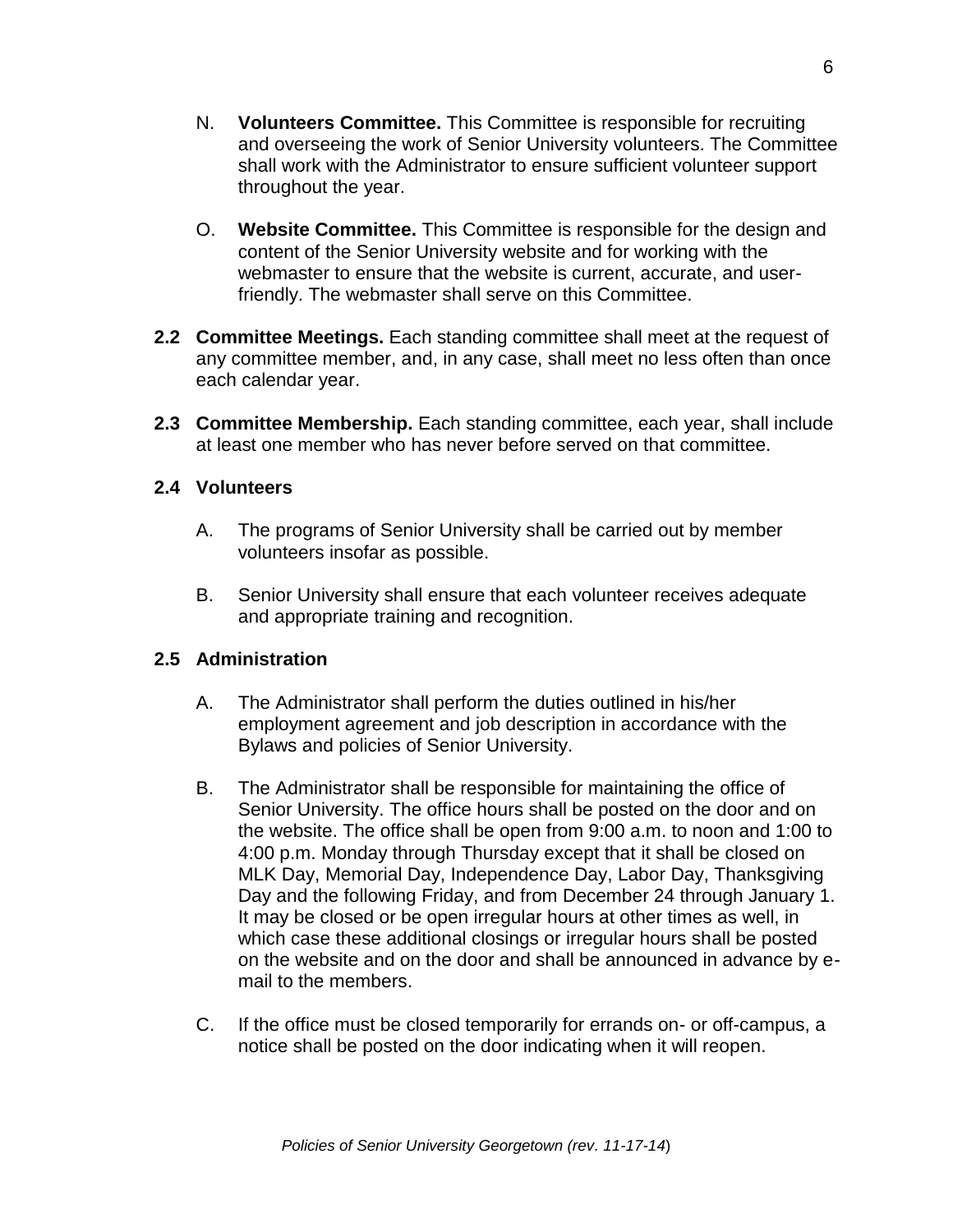N. **Volunteers Committee.** This Committee is responsible for recruiting and overseeing the work of Senior University volunteers. The Committee shall work with the Administrator to ensure sufficient volunteer support throughout the year.

O. **Website Committee.** This Committee is responsible for the design and content of the Senior University website and for working with the webmaster to ensure that the website is current, accurate, and user-friendly. The webmaster shall serve on this Committee.

**2.2 Committee Meetings.** Each standing committee shall meet at the request of any committee member, and, in any case, shall meet no less often than once each calendar year.

**2.3 Committee Membership.** Each standing committee, each year, shall include at least one member who has never before served on that committee.

**2.4 Volunteers**

A. The programs of Senior University shall be carried out by member volunteers insofar as possible.

B. Senior University shall ensure that each volunteer receives adequate and appropriate training and recognition.

**2.5 Administration**

A. The Administrator shall perform the duties outlined in his/her employment agreement and job description in accordance with the Bylaws and policies of Senior University.

B. The Administrator shall be responsible for maintaining the office of Senior University. The office hours shall be posted on the door and on the website. The office shall be open from 9:00 a.m. to noon and 1:00 to 4:00 p.m. Monday through Thursday except that it shall be closed on MLK Day, Memorial Day, Independence Day, Labor Day, Thanksgiving Day and the following Friday, and from December 24 through January 1. It may be closed or be open irregular hours at other times as well, in which case these additional closings or irregular hours shall be posted on the website and on the door and shall be announced in advance by e-mail to the members.

C. If the office must be closed temporarily for errands on- or off-campus, a notice shall be posted on the door indicating when it will reopen.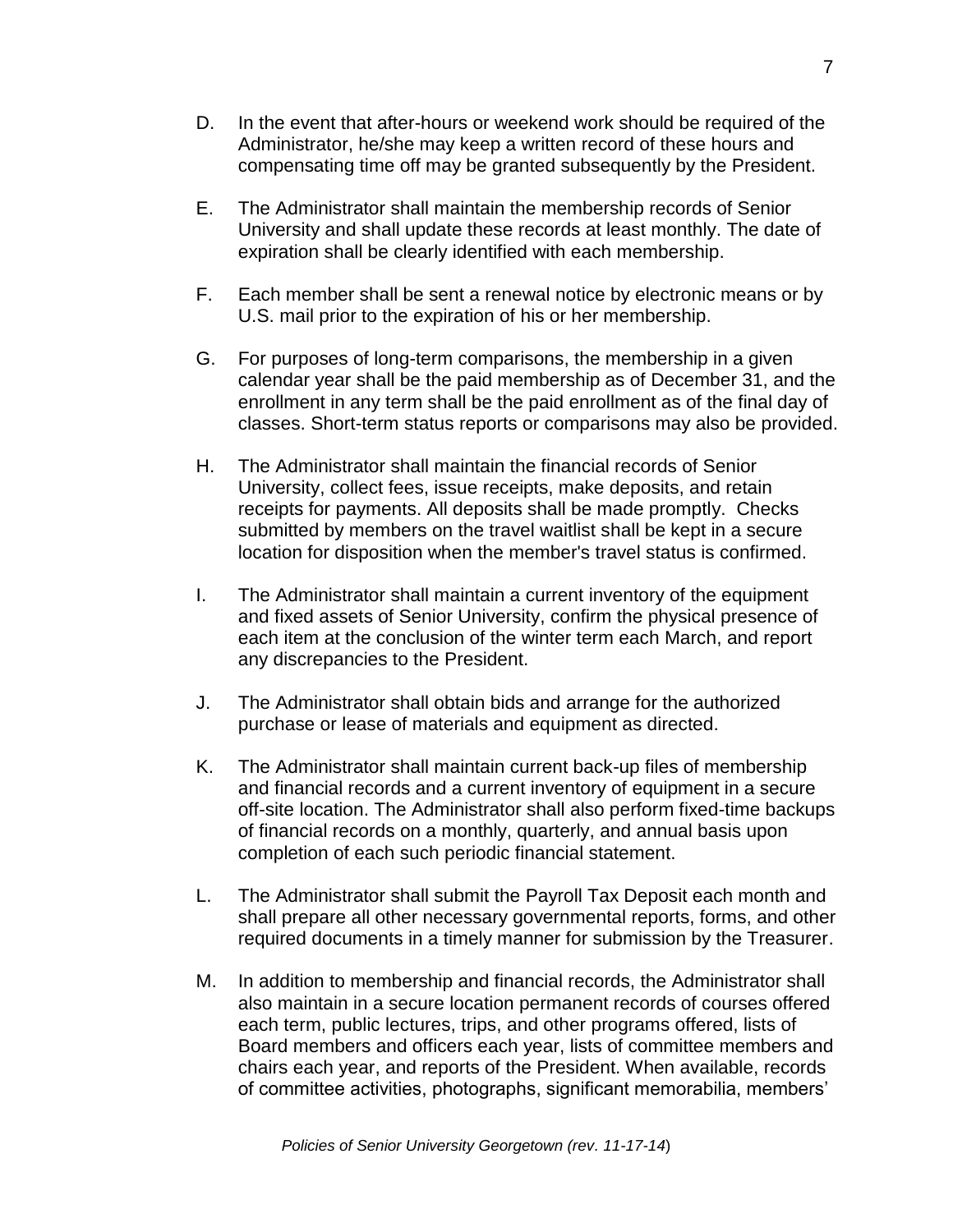D. In the event that after-hours or weekend work should be required of the Administrator, he/she may keep a written record of these hours and compensating time off may be granted subsequently by the President.

E. The Administrator shall maintain the membership records of Senior University and shall update these records at least monthly. The date of expiration shall be clearly identified with each membership.

F. Each member shall be sent a renewal notice by electronic means or by U.S. mail prior to the expiration of his or her membership.

G. For purposes of long-term comparisons, the membership in a given calendar year shall be the paid membership as of December 31, and the enrollment in any term shall be the paid enrollment as of the final day of classes. Short-term status reports or comparisons may also be provided.

H. The Administrator shall maintain the financial records of Senior University, collect fees, issue receipts, make deposits, and retain receipts for payments. All deposits shall be made promptly. Checks submitted by members on the travel waitlist shall be kept in a secure location for disposition when the member's travel status is confirmed.

I. The Administrator shall maintain a current inventory of the equipment and fixed assets of Senior University, confirm the physical presence of each item at the conclusion of the winter term each March, and report any discrepancies to the President.

J. The Administrator shall obtain bids and arrange for the authorized purchase or lease of materials and equipment as directed.

K. The Administrator shall maintain current back-up files of membership and financial records and a current inventory of equipment in a secure off-site location. The Administrator shall also perform fixed-time backups of financial records on a monthly, quarterly, and annual basis upon completion of each such periodic financial statement.

L. The Administrator shall submit the Payroll Tax Deposit each month and shall prepare all other necessary governmental reports, forms, and other required documents in a timely manner for submission by the Treasurer.

M. In addition to membership and financial records, the Administrator shall also maintain in a secure location permanent records of courses offered each term, public lectures, trips, and other programs offered, lists of Board members and officers each year, lists of committee members and chairs each year, and reports of the President. When available, records of committee activities, photographs, significant memorabilia, members'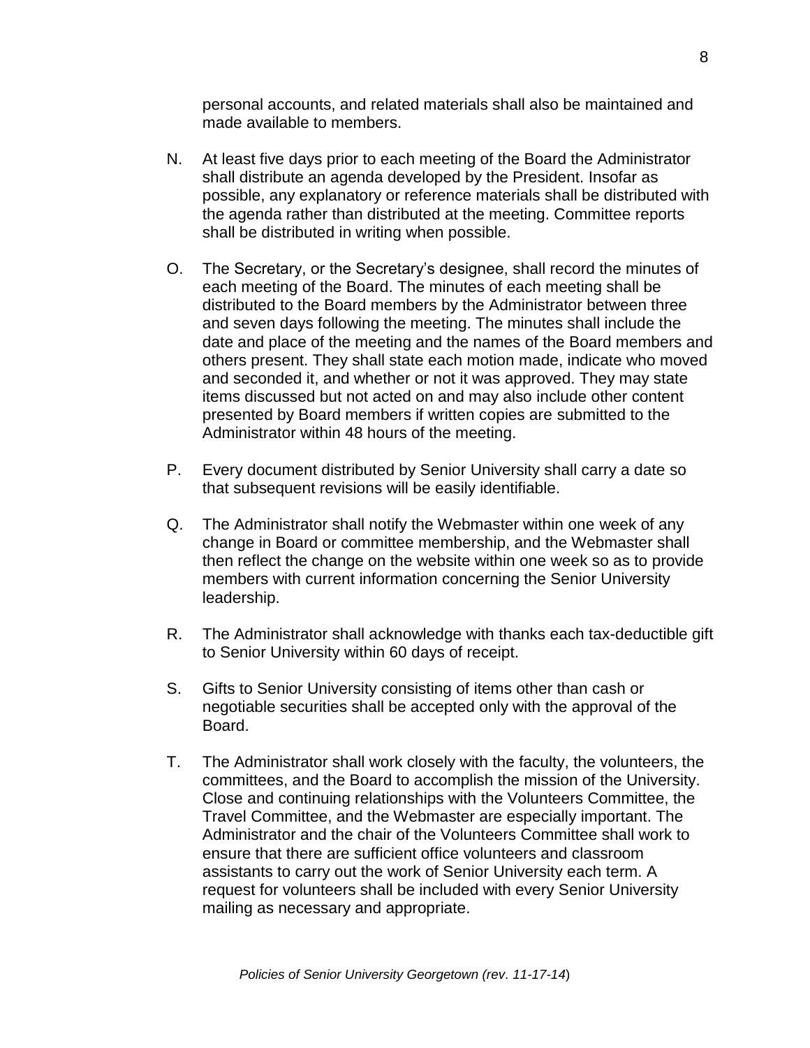personal accounts, and related materials shall also be maintained and made available to members.

N. At least five days prior to each meeting of the Board the Administrator shall distribute an agenda developed by the President. Insofar as possible, any explanatory or reference materials shall be distributed with the agenda rather than distributed at the meeting. Committee reports shall be distributed in writing when possible.

O. The Secretary, or the Secretary's designee, shall record the minutes of each meeting of the Board. The minutes of each meeting shall be distributed to the Board members by the Administrator between three and seven days following the meeting. The minutes shall include the date and place of the meeting and the names of the Board members and others present. They shall state each motion made, indicate who moved and seconded it, and whether or not it was approved. They may state items discussed but not acted on and may also include other content presented by Board members if written copies are submitted to the Administrator within 48 hours of the meeting.

P. Every document distributed by Senior University shall carry a date so that subsequent revisions will be easily identifiable.

Q. The Administrator shall notify the Webmaster within one week of any change in Board or committee membership, and the Webmaster shall then reflect the change on the website within one week so as to provide members with current information concerning the Senior University leadership.

R. The Administrator shall acknowledge with thanks each tax-deductible gift to Senior University within 60 days of receipt.

S. Gifts to Senior University consisting of items other than cash or negotiable securities shall be accepted only with the approval of the Board.

T. The Administrator shall work closely with the faculty, the volunteers, the committees, and the Board to accomplish the mission of the University. Close and continuing relationships with the Volunteers Committee, the Travel Committee, and the Webmaster are especially important. The Administrator and the chair of the Volunteers Committee shall work to ensure that there are sufficient office volunteers and classroom assistants to carry out the work of Senior University each term. A request for volunteers shall be included with every Senior University mailing as necessary and appropriate.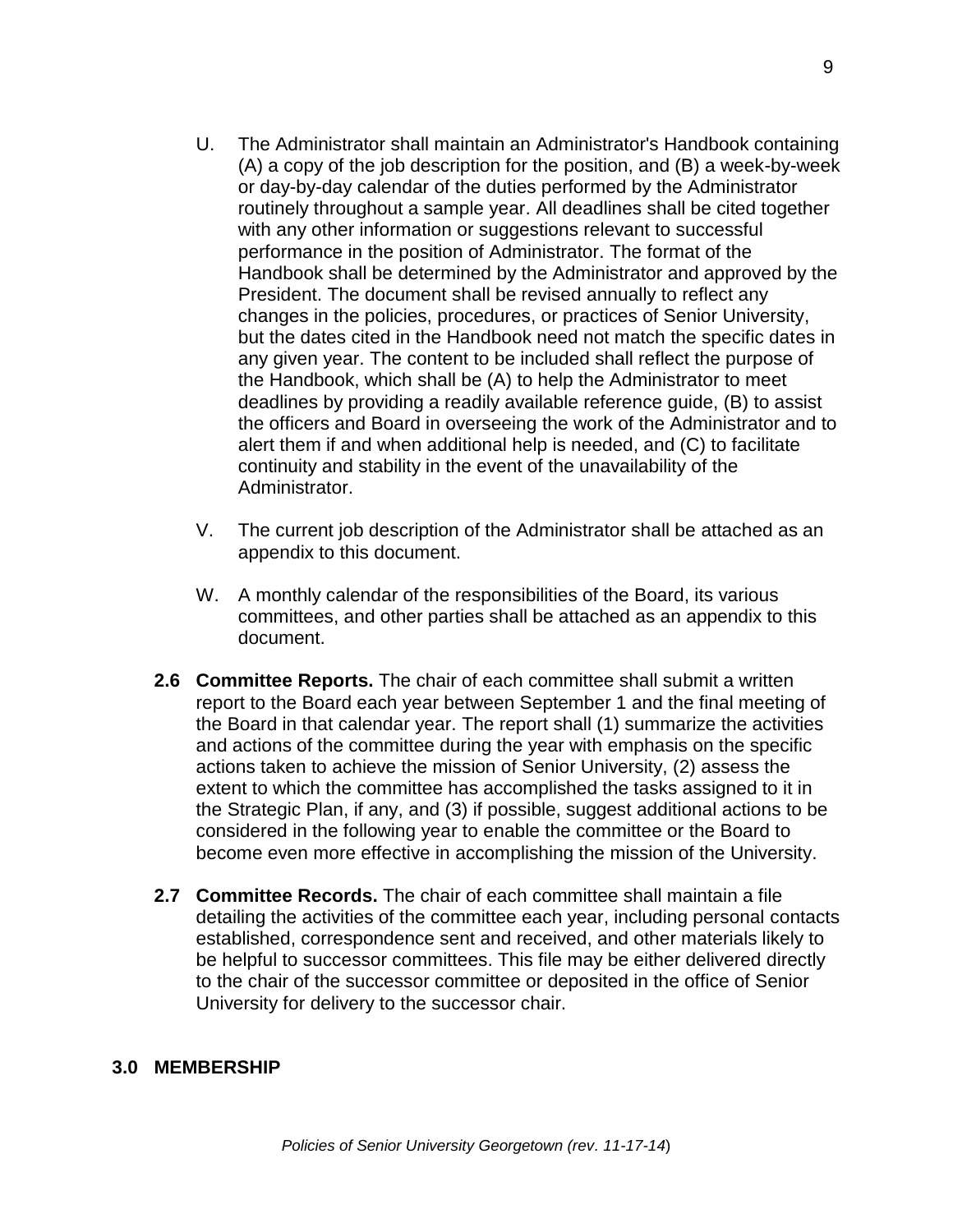U. The Administrator shall maintain an Administrator's Handbook containing (A) a copy of the job description for the position, and (B) a week-by-week or day-by-day calendar of the duties performed by the Administrator routinely throughout a sample year. All deadlines shall be cited together with any other information or suggestions relevant to successful performance in the position of Administrator. The format of the Handbook shall be determined by the Administrator and approved by the President. The document shall be revised annually to reflect any changes in the policies, procedures, or practices of Senior University, but the dates cited in the Handbook need not match the specific dates in any given year. The content to be included shall reflect the purpose of the Handbook, which shall be (A) to help the Administrator to meet deadlines by providing a readily available reference guide, (B) to assist the officers and Board in overseeing the work of the Administrator and to alert them if and when additional help is needed, and (C) to facilitate continuity and stability in the event of the unavailability of the Administrator.

V. The current job description of the Administrator shall be attached as an appendix to this document.

W. A monthly calendar of the responsibilities of the Board, its various committees, and other parties shall be attached as an appendix to this document.

**2.6 Committee Reports.** The chair of each committee shall submit a written report to the Board each year between September 1 and the final meeting of the Board in that calendar year. The report shall (1) summarize the activities and actions of the committee during the year with emphasis on the specific actions taken to achieve the mission of Senior University, (2) assess the extent to which the committee has accomplished the tasks assigned to it in the Strategic Plan, if any, and (3) if possible, suggest additional actions to be considered in the following year to enable the committee or the Board to become even more effective in accomplishing the mission of the University.

**2.7 Committee Records.** The chair of each committee shall maintain a file detailing the activities of the committee each year, including personal contacts established, correspondence sent and received, and other materials likely to be helpful to successor committees. This file may be either delivered directly to the chair of the successor committee or deposited in the office of Senior University for delivery to the successor chair.

## 3.0 MEMBERSHIP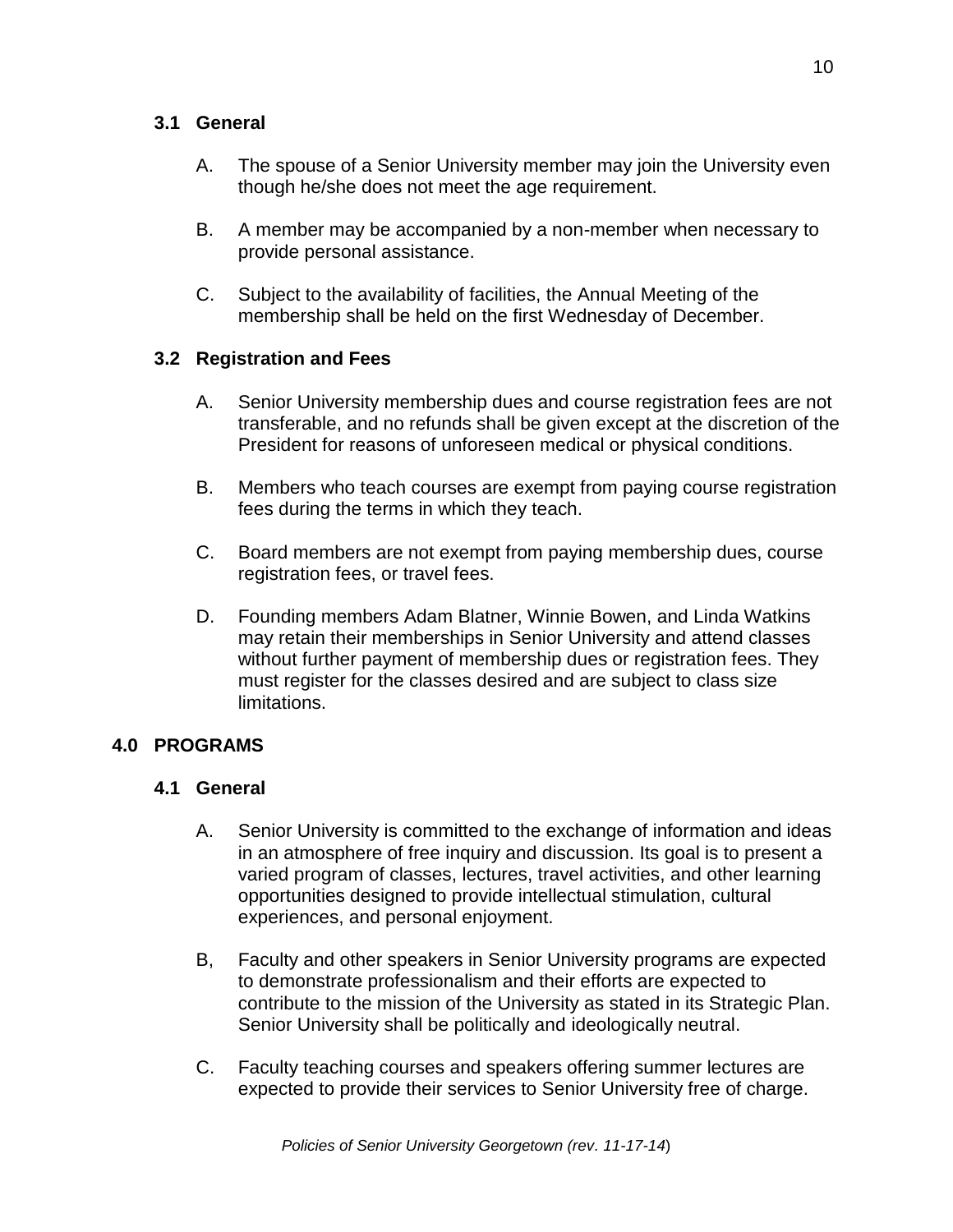### 3.1 General

A. The spouse of a Senior University member may join the University even though he/she does not meet the age requirement.

B. A member may be accompanied by a non-member when necessary to provide personal assistance.

C. Subject to the availability of facilities, the Annual Meeting of the membership shall be held on the first Wednesday of December.

### 3.2 Registration and Fees

A. Senior University membership dues and course registration fees are not transferable, and no refunds shall be given except at the discretion of the President for reasons of unforeseen medical or physical conditions.

B. Members who teach courses are exempt from paying course registration fees during the terms in which they teach.

C. Board members are not exempt from paying membership dues, course registration fees, or travel fees.

D. Founding members Adam Blatner, Winnie Bowen, and Linda Watkins may retain their memberships in Senior University and attend classes without further payment of membership dues or registration fees. They must register for the classes desired and are subject to class size limitations.

## 4.0 PROGRAMS

### 4.1 General

A. Senior University is committed to the exchange of information and ideas in an atmosphere of free inquiry and discussion. Its goal is to present a varied program of classes, lectures, travel activities, and other learning opportunities designed to provide intellectual stimulation, cultural experiences, and personal enjoyment.

B, Faculty and other speakers in Senior University programs are expected to demonstrate professionalism and their efforts are expected to contribute to the mission of the University as stated in its Strategic Plan. Senior University shall be politically and ideologically neutral.

C. Faculty teaching courses and speakers offering summer lectures are expected to provide their services to Senior University free of charge.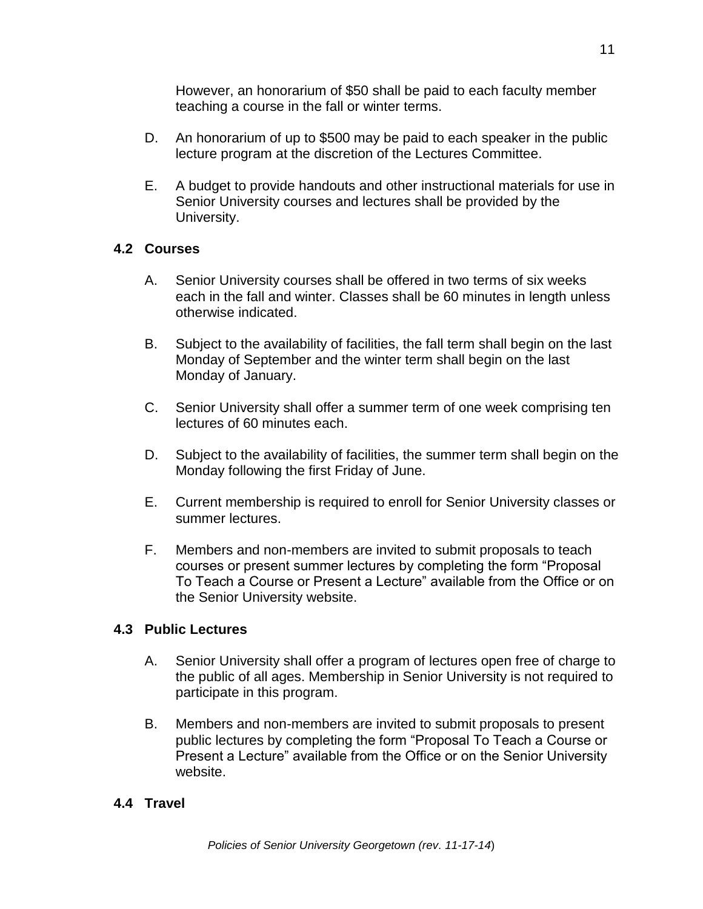However, an honorarium of $50 shall be paid to each faculty member teaching a course in the fall or winter terms.

D. An honorarium of up to $500 may be paid to each speaker in the public lecture program at the discretion of the Lectures Committee.

E. A budget to provide handouts and other instructional materials for use in Senior University courses and lectures shall be provided by the University.

### 4.2 Courses

A. Senior University courses shall be offered in two terms of six weeks each in the fall and winter. Classes shall be 60 minutes in length unless otherwise indicated.

B. Subject to the availability of facilities, the fall term shall begin on the last Monday of September and the winter term shall begin on the last Monday of January.

C. Senior University shall offer a summer term of one week comprising ten lectures of 60 minutes each.

D. Subject to the availability of facilities, the summer term shall begin on the Monday following the first Friday of June.

E. Current membership is required to enroll for Senior University classes or summer lectures.

F. Members and non-members are invited to submit proposals to teach courses or present summer lectures by completing the form "Proposal To Teach a Course or Present a Lecture" available from the Office or on the Senior University website.

### 4.3 Public Lectures

A. Senior University shall offer a program of lectures open free of charge to the public of all ages. Membership in Senior University is not required to participate in this program.

B. Members and non-members are invited to submit proposals to present public lectures by completing the form "Proposal To Teach a Course or Present a Lecture" available from the Office or on the Senior University website.

### 4.4 Travel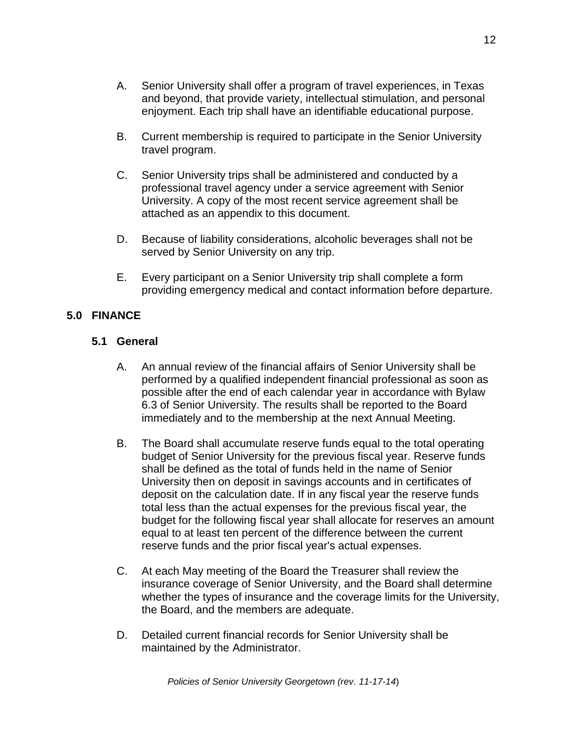A. Senior University shall offer a program of travel experiences, in Texas and beyond, that provide variety, intellectual stimulation, and personal enjoyment. Each trip shall have an identifiable educational purpose.

B. Current membership is required to participate in the Senior University travel program.

C. Senior University trips shall be administered and conducted by a professional travel agency under a service agreement with Senior University. A copy of the most recent service agreement shall be attached as an appendix to this document.

D. Because of liability considerations, alcoholic beverages shall not be served by Senior University on any trip.

E. Every participant on a Senior University trip shall complete a form providing emergency medical and contact information before departure.

## 5.0 FINANCE

### 5.1 General

A. An annual review of the financial affairs of Senior University shall be performed by a qualified independent financial professional as soon as possible after the end of each calendar year in accordance with Bylaw 6.3 of Senior University. The results shall be reported to the Board immediately and to the membership at the next Annual Meeting.

B. The Board shall accumulate reserve funds equal to the total operating budget of Senior University for the previous fiscal year. Reserve funds shall be defined as the total of funds held in the name of Senior University then on deposit in savings accounts and in certificates of deposit on the calculation date. If in any fiscal year the reserve funds total less than the actual expenses for the previous fiscal year, the budget for the following fiscal year shall allocate for reserves an amount equal to at least ten percent of the difference between the current reserve funds and the prior fiscal year's actual expenses.

C. At each May meeting of the Board the Treasurer shall review the insurance coverage of Senior University, and the Board shall determine whether the types of insurance and the coverage limits for the University, the Board, and the members are adequate.

D. Detailed current financial records for Senior University shall be maintained by the Administrator.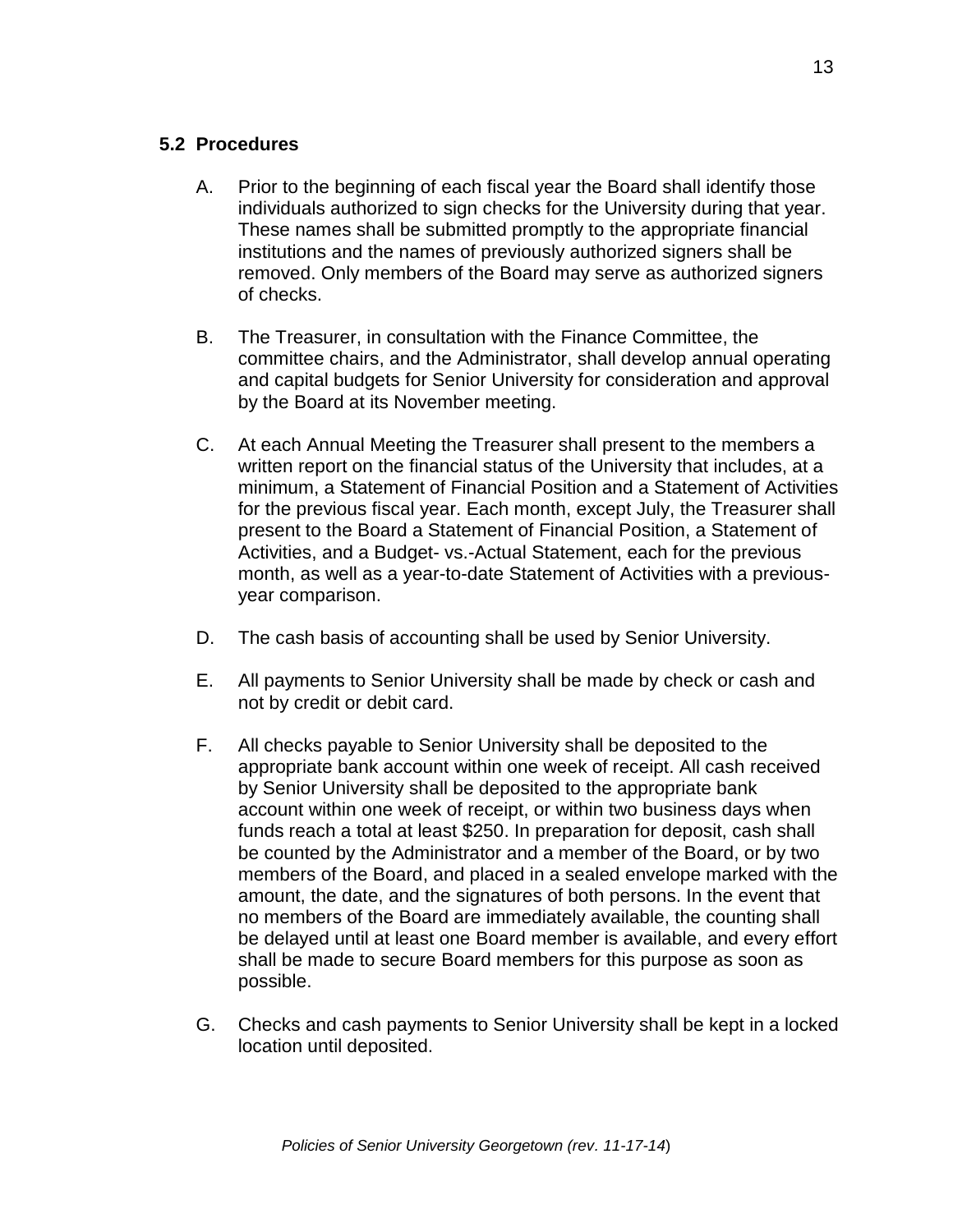## 5.2 Procedures

A. Prior to the beginning of each fiscal year the Board shall identify those individuals authorized to sign checks for the University during that year. These names shall be submitted promptly to the appropriate financial institutions and the names of previously authorized signers shall be removed. Only members of the Board may serve as authorized signers of checks.

B. The Treasurer, in consultation with the Finance Committee, the committee chairs, and the Administrator, shall develop annual operating and capital budgets for Senior University for consideration and approval by the Board at its November meeting.

C. At each Annual Meeting the Treasurer shall present to the members a written report on the financial status of the University that includes, at a minimum, a Statement of Financial Position and a Statement of Activities for the previous fiscal year. Each month, except July, the Treasurer shall present to the Board a Statement of Financial Position, a Statement of Activities, and a Budget- vs.-Actual Statement, each for the previous month, as well as a year-to-date Statement of Activities with a previous-year comparison.

D. The cash basis of accounting shall be used by Senior University.

E. All payments to Senior University shall be made by check or cash and not by credit or debit card.

F. All checks payable to Senior University shall be deposited to the appropriate bank account within one week of receipt. All cash received by Senior University shall be deposited to the appropriate bank account within one week of receipt, or within two business days when funds reach a total at least $250. In preparation for deposit, cash shall be counted by the Administrator and a member of the Board, or by two members of the Board, and placed in a sealed envelope marked with the amount, the date, and the signatures of both persons. In the event that no members of the Board are immediately available, the counting shall be delayed until at least one Board member is available, and every effort shall be made to secure Board members for this purpose as soon as possible.

G. Checks and cash payments to Senior University shall be kept in a locked location until deposited.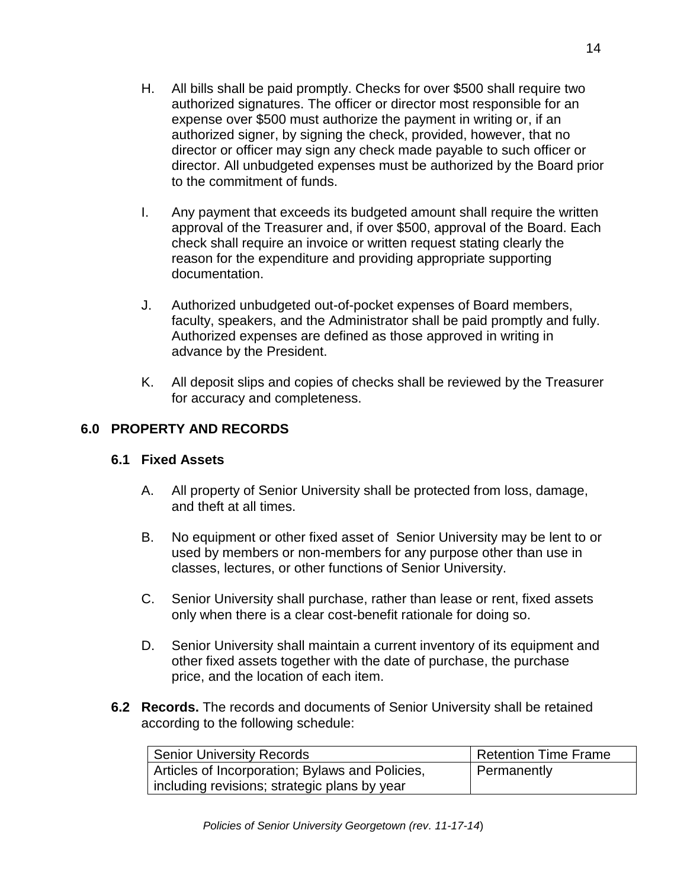H. All bills shall be paid promptly. Checks for over $500 shall require two authorized signatures. The officer or director most responsible for an expense over $500 must authorize the payment in writing or, if an authorized signer, by signing the check, provided, however, that no director or officer may sign any check made payable to such officer or director. All unbudgeted expenses must be authorized by the Board prior to the commitment of funds.

I. Any payment that exceeds its budgeted amount shall require the written approval of the Treasurer and, if over $500, approval of the Board. Each check shall require an invoice or written request stating clearly the reason for the expenditure and providing appropriate supporting documentation.

J. Authorized unbudgeted out-of-pocket expenses of Board members, faculty, speakers, and the Administrator shall be paid promptly and fully. Authorized expenses are defined as those approved in writing in advance by the President.

K. All deposit slips and copies of checks shall be reviewed by the Treasurer for accuracy and completeness.

## 6.0 PROPERTY AND RECORDS

### 6.1 Fixed Assets

A. All property of Senior University shall be protected from loss, damage, and theft at all times.

B. No equipment or other fixed asset of Senior University may be lent to or used by members or non-members for any purpose other than use in classes, lectures, or other functions of Senior University.

C. Senior University shall purchase, rather than lease or rent, fixed assets only when there is a clear cost-benefit rationale for doing so.

D. Senior University shall maintain a current inventory of its equipment and other fixed assets together with the date of purchase, the purchase price, and the location of each item.

**6.2 Records.** The records and documents of Senior University shall be retained according to the following schedule:

| Senior University Records | Retention Time Frame |
|---|---|
| Articles of Incorporation; Bylaws and Policies, including revisions; strategic plans by year | Permanently |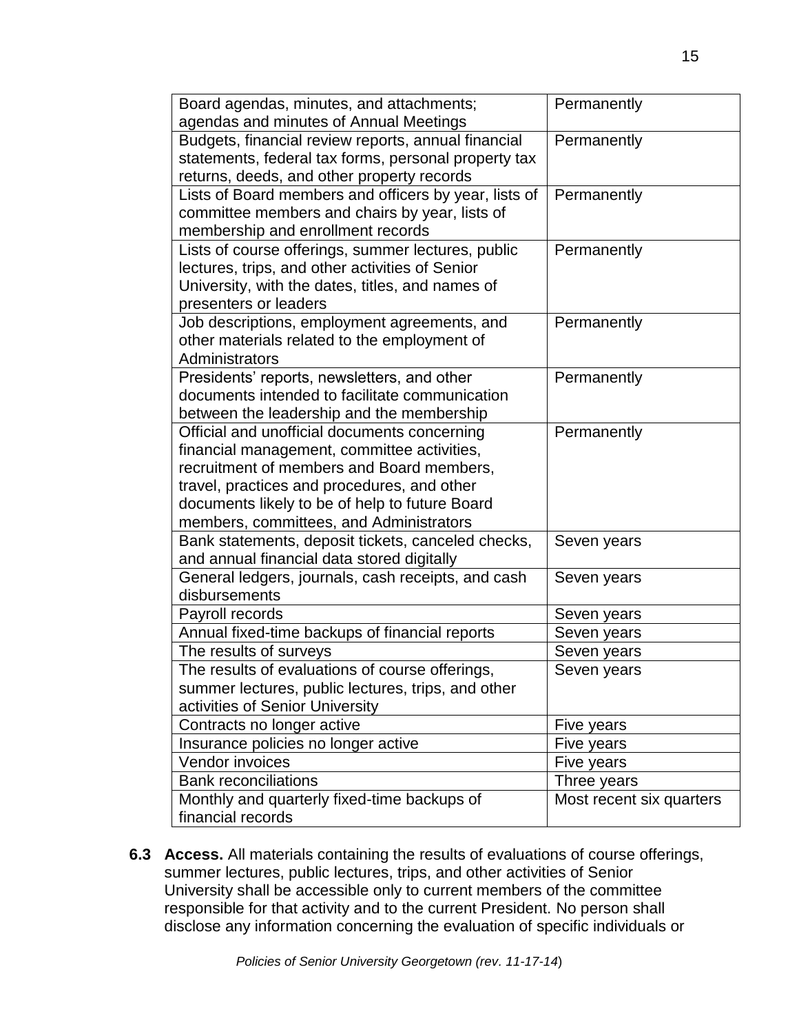| | |
|---|---|
| Board agendas, minutes, and attachments; agendas and minutes of Annual Meetings | Permanently |
| Budgets, financial review reports, annual financial statements, federal tax forms, personal property tax returns, deeds, and other property records | Permanently |
| Lists of Board members and officers by year, lists of committee members and chairs by year, lists of membership and enrollment records | Permanently |
| Lists of course offerings, summer lectures, public lectures, trips, and other activities of Senior University, with the dates, titles, and names of presenters or leaders | Permanently |
| Job descriptions, employment agreements, and other materials related to the employment of Administrators | Permanently |
| Presidents' reports, newsletters, and other documents intended to facilitate communication between the leadership and the membership | Permanently |
| Official and unofficial documents concerning financial management, committee activities, recruitment of members and Board members, travel, practices and procedures, and other documents likely to be of help to future Board members, committees, and Administrators | Permanently |
| Bank statements, deposit tickets, canceled checks, and annual financial data stored digitally | Seven years |
| General ledgers, journals, cash receipts, and cash disbursements | Seven years |
| Payroll records | Seven years |
| Annual fixed-time backups of financial reports | Seven years |
| The results of surveys | Seven years |
| The results of evaluations of course offerings, summer lectures, public lectures, trips, and other activities of Senior University | Seven years |
| Contracts no longer active | Five years |
| Insurance policies no longer active | Five years |
| Vendor invoices | Five years |
| Bank reconciliations | Three years |
| Monthly and quarterly fixed-time backups of financial records | Most recent six quarters |

**6.3 Access.** All materials containing the results of evaluations of course offerings, summer lectures, public lectures, trips, and other activities of Senior University shall be accessible only to current members of the committee responsible for that activity and to the current President. No person shall disclose any information concerning the evaluation of specific individuals or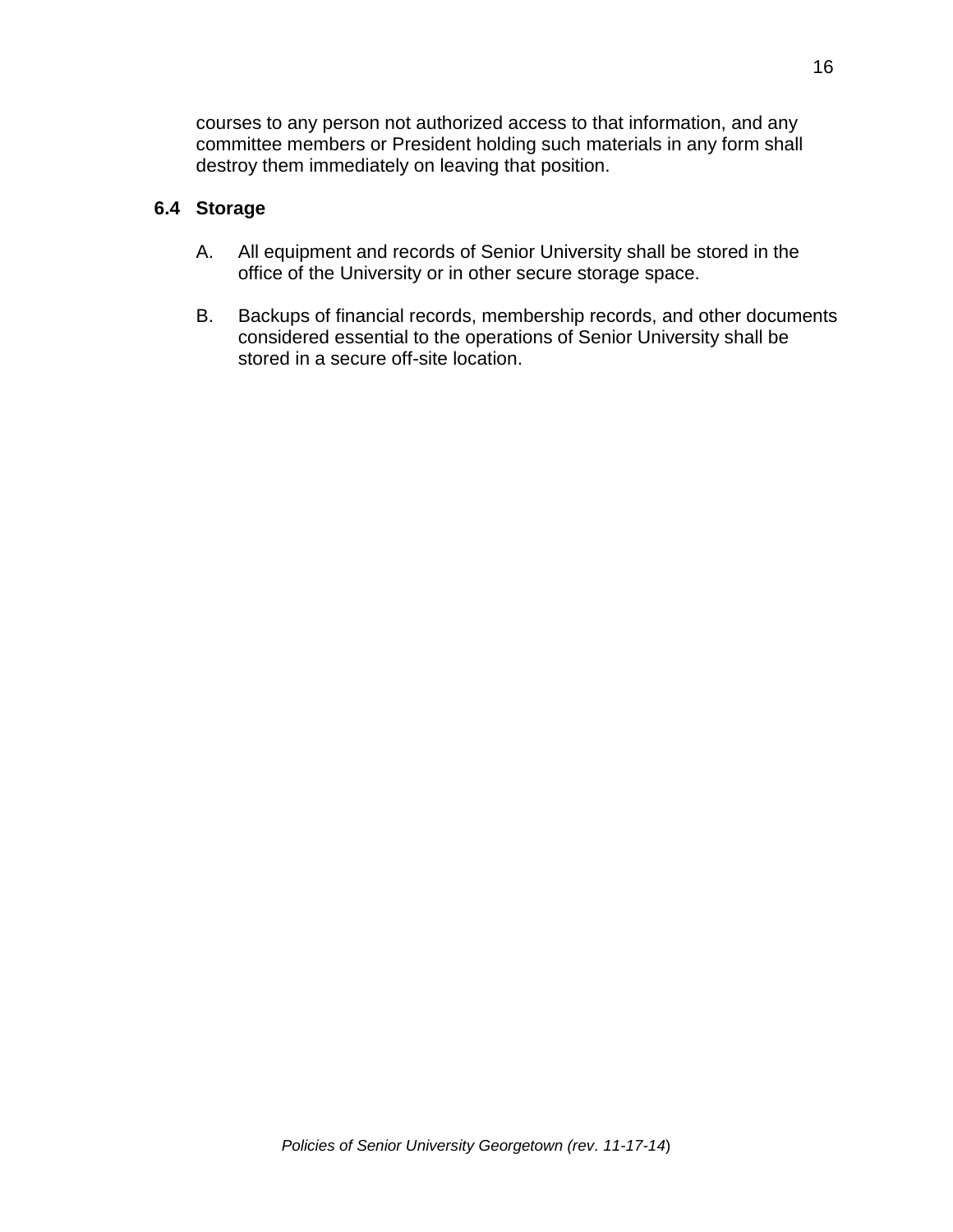courses to any person not authorized access to that information, and any committee members or President holding such materials in any form shall destroy them immediately on leaving that position.

### 6.4 Storage

A. All equipment and records of Senior University shall be stored in the office of the University or in other secure storage space.

B. Backups of financial records, membership records, and other documents considered essential to the operations of Senior University shall be stored in a secure off-site location.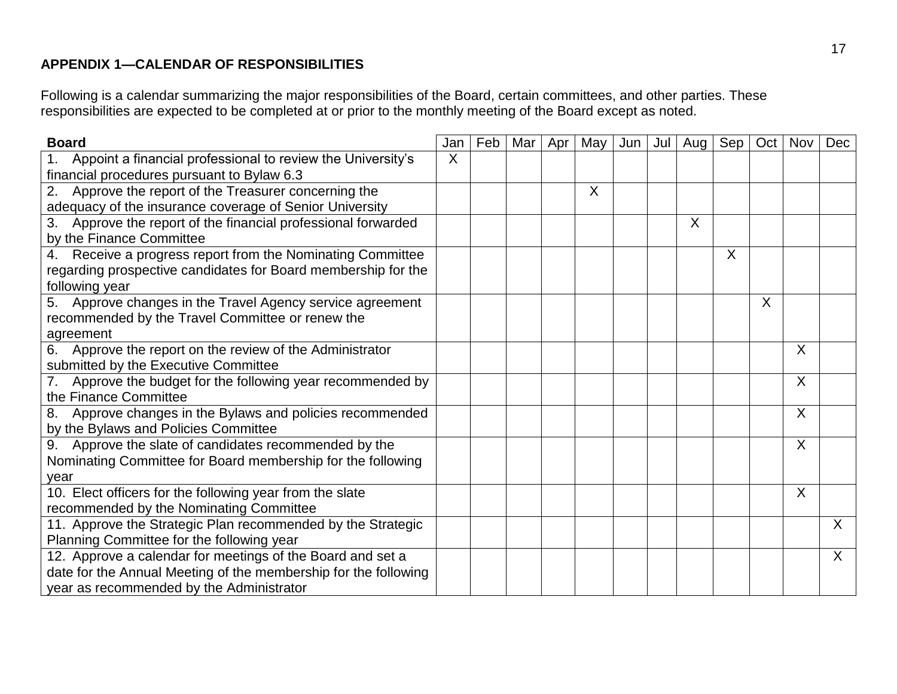**APPENDIX 1—CALENDAR OF RESPONSIBILITIES**

Following is a calendar summarizing the major responsibilities of the Board, certain committees, and other parties. These responsibilities are expected to be completed at or prior to the monthly meeting of the Board except as noted.

| **Board** | Jan | Feb | Mar | Apr | May | Jun | Jul | Aug | Sep | Oct | Nov | Dec |
|---|---|---|---|---|---|---|---|---|---|---|---|---|
| 1. Appoint a financial professional to review the University's financial procedures pursuant to Bylaw 6.3 | X | | | | | | | | | | | |
| 2. Approve the report of the Treasurer concerning the adequacy of the insurance coverage of Senior University | | | | | X | | | | | | | |
| 3. Approve the report of the financial professional forwarded by the Finance Committee | | | | | | | | X | | | | |
| 4. Receive a progress report from the Nominating Committee regarding prospective candidates for Board membership for the following year | | | | | | | | | X | | | |
| 5. Approve changes in the Travel Agency service agreement recommended by the Travel Committee or renew the agreement | | | | | | | | | | X | | |
| 6. Approve the report on the review of the Administrator submitted by the Executive Committee | | | | | | | | | | | X | |
| 7. Approve the budget for the following year recommended by the Finance Committee | | | | | | | | | | | X | |
| 8. Approve changes in the Bylaws and policies recommended by the Bylaws and Policies Committee | | | | | | | | | | | X | |
| 9. Approve the slate of candidates recommended by the Nominating Committee for Board membership for the following year | | | | | | | | | | | X | |
| 10. Elect officers for the following year from the slate recommended by the Nominating Committee | | | | | | | | | | | X | |
| 11. Approve the Strategic Plan recommended by the Strategic Planning Committee for the following year | | | | | | | | | | | | X |
| 12. Approve a calendar for meetings of the Board and set a date for the Annual Meeting of the membership for the following year as recommended by the Administrator | | | | | | | | | | | | X |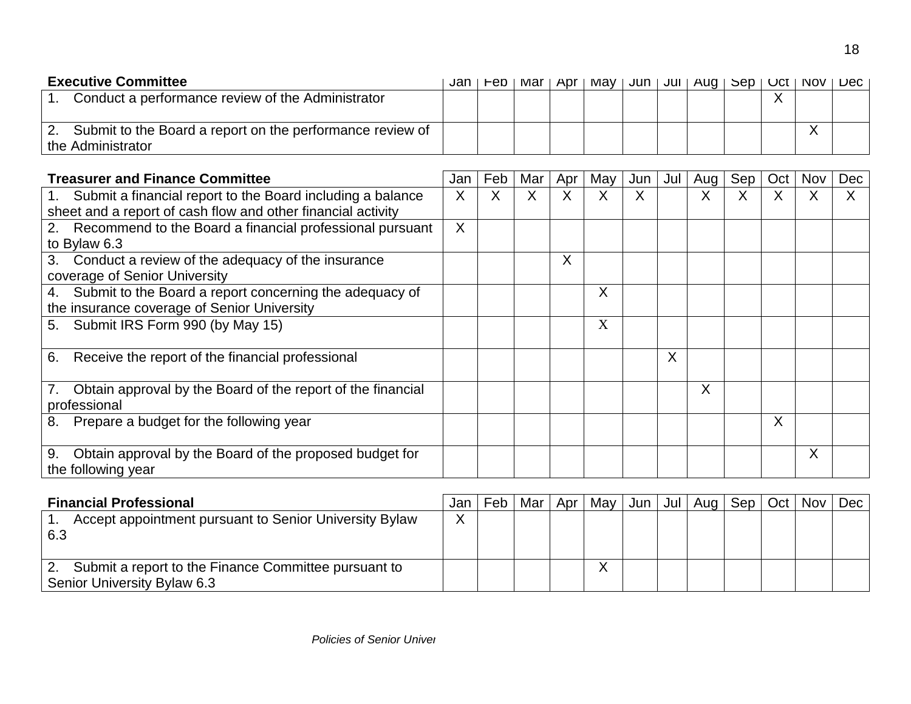| Executive Committee | Jan | Feb | Mar | Apr | May | Jun | Jul | Aug | Sep | Oct | Nov | Dec |
|---|---|---|---|---|---|---|---|---|---|---|---|---|
| 1. Conduct a performance review of the Administrator | | | | | | | | | | X | | |
| 2. Submit to the Board a report on the performance review of the Administrator | | | | | | | | | | | X | |

| Treasurer and Finance Committee | Jan | Feb | Mar | Apr | May | Jun | Jul | Aug | Sep | Oct | Nov | Dec |
|---|---|---|---|---|---|---|---|---|---|---|---|---|
| 1. Submit a financial report to the Board including a balance sheet and a report of cash flow and other financial activity | X | X | X | X | X | X | | X | X | X | X | X |
| 2. Recommend to the Board a financial professional pursuant to Bylaw 6.3 | X | | | | | | | | | | | |
| 3. Conduct a review of the adequacy of the insurance coverage of Senior University | | | | X | | | | | | | | |
| 4. Submit to the Board a report concerning the adequacy of the insurance coverage of Senior University | | | | | X | | | | | | | |
| 5. Submit IRS Form 990 (by May 15) | | | | | X | | | | | | | |
| 6. Receive the report of the financial professional | | | | | | | X | | | | | |
| 7. Obtain approval by the Board of the report of the financial professional | | | | | | | | X | | | | |
| 8. Prepare a budget for the following year | | | | | | | | | | X | | |
| 9. Obtain approval by the Board of the proposed budget for the following year | | | | | | | | | | | X | |

| Financial Professional | Jan | Feb | Mar | Apr | May | Jun | Jul | Aug | Sep | Oct | Nov | Dec |
|---|---|---|---|---|---|---|---|---|---|---|---|---|
| 1. Accept appointment pursuant to Senior University Bylaw 6.3 | X | | | | | | | | | | | |
| 2. Submit a report to the Finance Committee pursuant to Senior University Bylaw 6.3 | | | | | X | | | | | | | |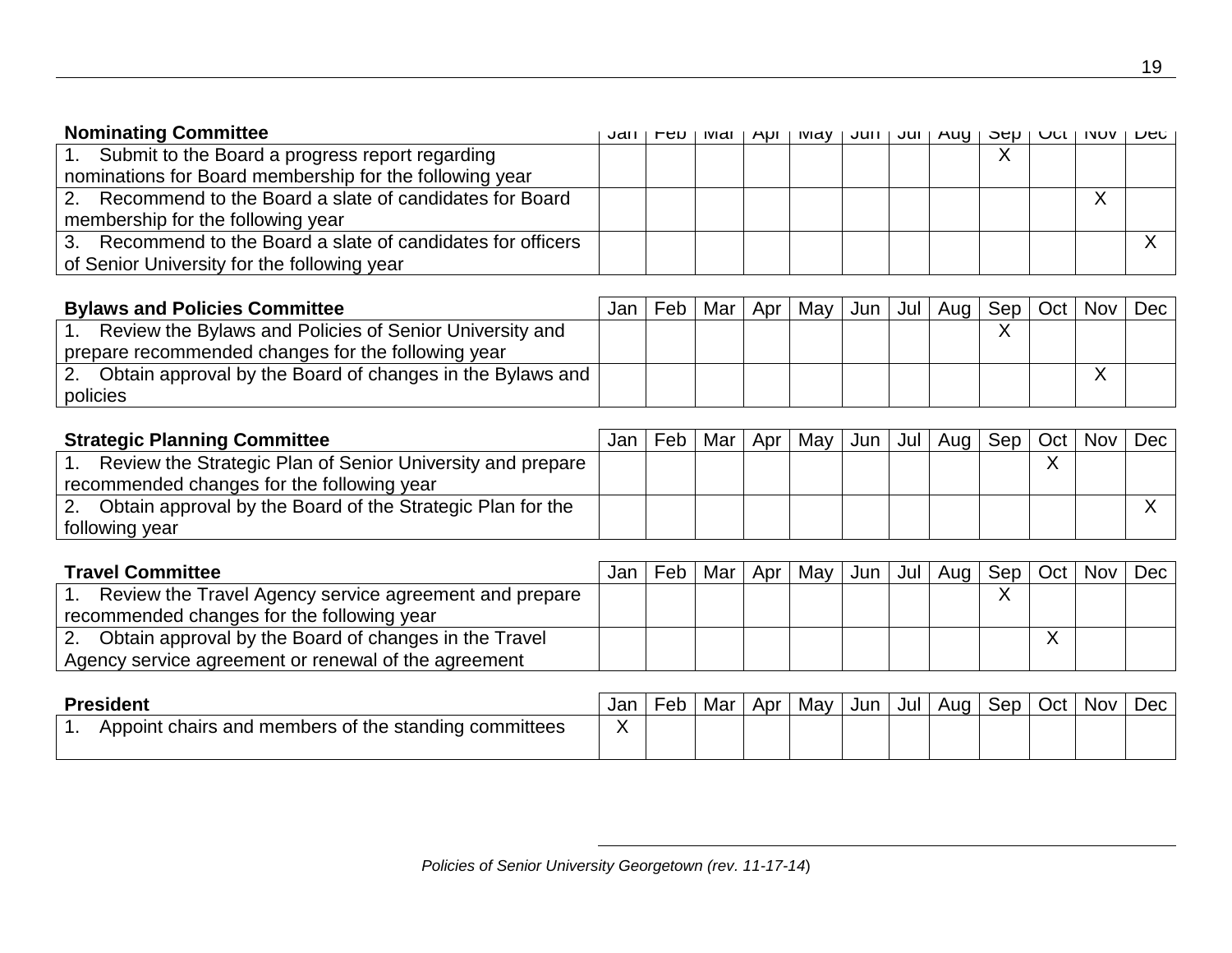| Nominating Committee | Jan | Feb | Mar | Apr | May | Jun | Jul | Aug | Sep | Oct | Nov | Dec |
|---|---|---|---|---|---|---|---|---|---|---|---|---|
| 1. Submit to the Board a progress report regarding nominations for Board membership for the following year | | | | | | | | | X | | | |
| 2. Recommend to the Board a slate of candidates for Board membership for the following year | | | | | | | | | | | X | |
| 3. Recommend to the Board a slate of candidates for officers of Senior University for the following year | | | | | | | | | | | | X |

| Bylaws and Policies Committee | Jan | Feb | Mar | Apr | May | Jun | Jul | Aug | Sep | Oct | Nov | Dec |
|---|---|---|---|---|---|---|---|---|---|---|---|---|
| 1. Review the Bylaws and Policies of Senior University and prepare recommended changes for the following year | | | | | | | | | X | | | |
| 2. Obtain approval by the Board of changes in the Bylaws and policies | | | | | | | | | | | X | |

| Strategic Planning Committee | Jan | Feb | Mar | Apr | May | Jun | Jul | Aug | Sep | Oct | Nov | Dec |
|---|---|---|---|---|---|---|---|---|---|---|---|---|
| 1. Review the Strategic Plan of Senior University and prepare recommended changes for the following year | | | | | | | | | | X | | |
| 2. Obtain approval by the Board of the Strategic Plan for the following year | | | | | | | | | | | | X |

| Travel Committee | Jan | Feb | Mar | Apr | May | Jun | Jul | Aug | Sep | Oct | Nov | Dec |
|---|---|---|---|---|---|---|---|---|---|---|---|---|
| 1. Review the Travel Agency service agreement and prepare recommended changes for the following year | | | | | | | | | X | | | |
| 2. Obtain approval by the Board of changes in the Travel Agency service agreement or renewal of the agreement | | | | | | | | | | X | | |

| President | Jan | Feb | Mar | Apr | May | Jun | Jul | Aug | Sep | Oct | Nov | Dec |
|---|---|---|---|---|---|---|---|---|---|---|---|---|
| 1. Appoint chairs and members of the standing committees | X | | | | | | | | | | | |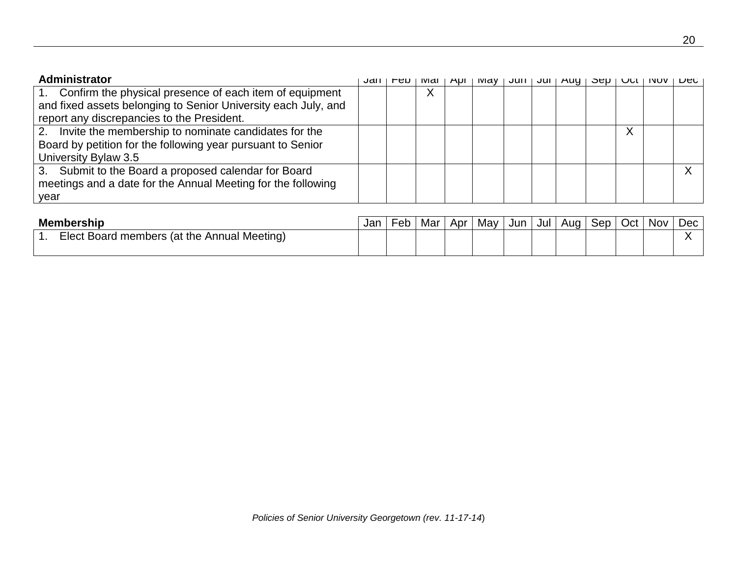| Administrator | Jan | Feb | Mar | Apr | May | Jun | Jul | Aug | Sep | Oct | Nov | Dec |
|---|---|---|---|---|---|---|---|---|---|---|---|---|
| 1. Confirm the physical presence of each item of equipment and fixed assets belonging to Senior University each July, and report any discrepancies to the President. | | | X | | | | | | | | | |
| 2. Invite the membership to nominate candidates for the Board by petition for the following year pursuant to Senior University Bylaw 3.5 | | | | | | | | | | X | | |
| 3. Submit to the Board a proposed calendar for Board meetings and a date for the Annual Meeting for the following year | | | | | | | | | | | | X |

| Membership | Jan | Feb | Mar | Apr | May | Jun | Jul | Aug | Sep | Oct | Nov | Dec |
|---|---|---|---|---|---|---|---|---|---|---|---|---|
| 1. Elect Board members (at the Annual Meeting) | | | | | | | | | | | | X |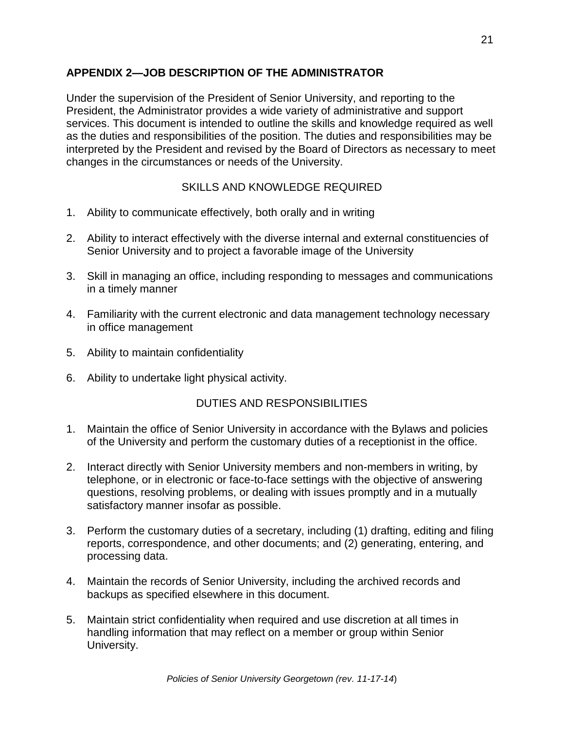## APPENDIX 2—JOB DESCRIPTION OF THE ADMINISTRATOR

Under the supervision of the President of Senior University, and reporting to the President, the Administrator provides a wide variety of administrative and support services. This document is intended to outline the skills and knowledge required as well as the duties and responsibilities of the position. The duties and responsibilities may be interpreted by the President and revised by the Board of Directors as necessary to meet changes in the circumstances or needs of the University.

### SKILLS AND KNOWLEDGE REQUIRED

1. Ability to communicate effectively, both orally and in writing
2. Ability to interact effectively with the diverse internal and external constituencies of Senior University and to project a favorable image of the University
3. Skill in managing an office, including responding to messages and communications in a timely manner
4. Familiarity with the current electronic and data management technology necessary in office management
5. Ability to maintain confidentiality
6. Ability to undertake light physical activity.

### DUTIES AND RESPONSIBILITIES

1. Maintain the office of Senior University in accordance with the Bylaws and policies of the University and perform the customary duties of a receptionist in the office.
2. Interact directly with Senior University members and non-members in writing, by telephone, or in electronic or face-to-face settings with the objective of answering questions, resolving problems, or dealing with issues promptly and in a mutually satisfactory manner insofar as possible.
3. Perform the customary duties of a secretary, including (1) drafting, editing and filing reports, correspondence, and other documents; and (2) generating, entering, and processing data.
4. Maintain the records of Senior University, including the archived records and backups as specified elsewhere in this document.
5. Maintain strict confidentiality when required and use discretion at all times in handling information that may reflect on a member or group within Senior University.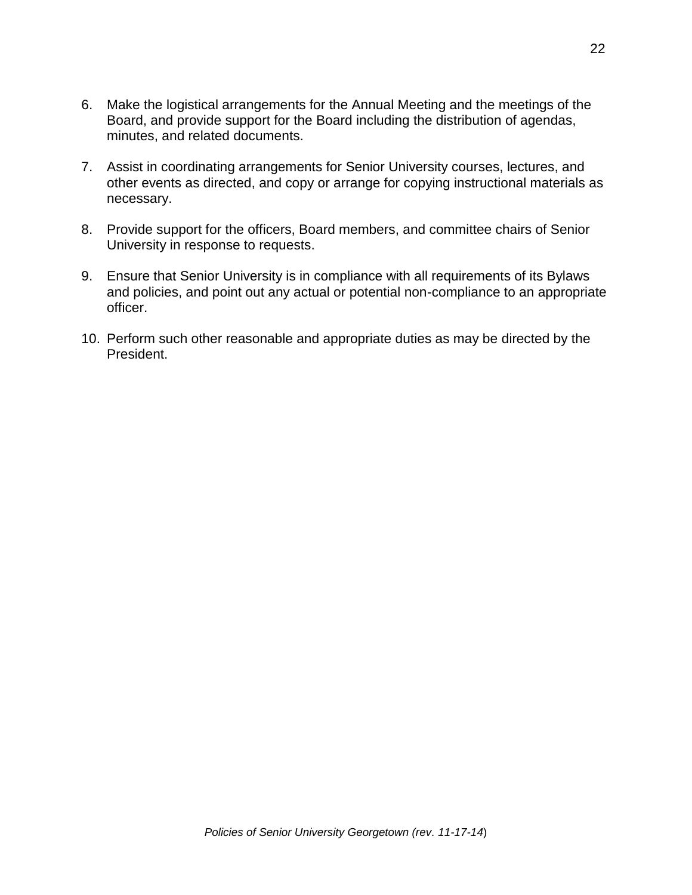6. Make the logistical arrangements for the Annual Meeting and the meetings of the Board, and provide support for the Board including the distribution of agendas, minutes, and related documents.

7. Assist in coordinating arrangements for Senior University courses, lectures, and other events as directed, and copy or arrange for copying instructional materials as necessary.

8. Provide support for the officers, Board members, and committee chairs of Senior University in response to requests.

9. Ensure that Senior University is in compliance with all requirements of its Bylaws and policies, and point out any actual or potential non-compliance to an appropriate officer.

10. Perform such other reasonable and appropriate duties as may be directed by the President.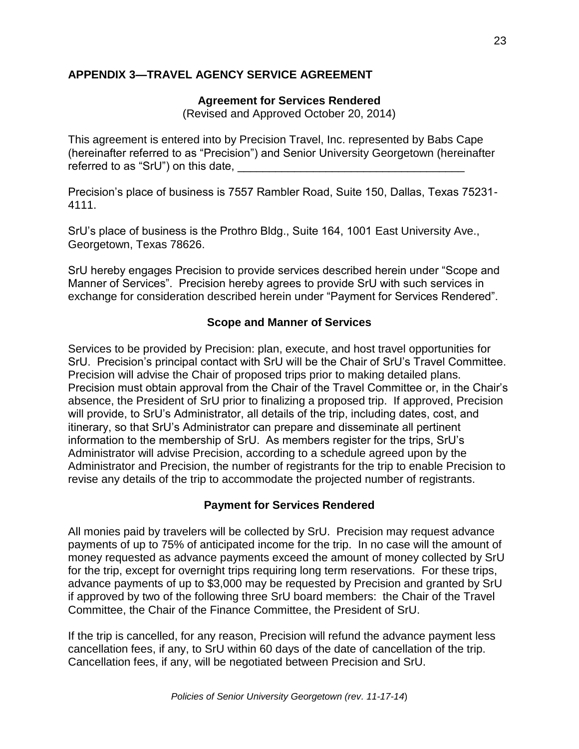## APPENDIX 3—TRAVEL AGENCY SERVICE AGREEMENT

### Agreement for Services Rendered

(Revised and Approved October 20, 2014)

This agreement is entered into by Precision Travel, Inc. represented by Babs Cape (hereinafter referred to as "Precision") and Senior University Georgetown (hereinafter referred to as "SrU") on this date, ___________________________________

Precision's place of business is 7557 Rambler Road, Suite 150, Dallas, Texas 75231-4111.

SrU's place of business is the Prothro Bldg., Suite 164, 1001 East University Ave., Georgetown, Texas 78626.

SrU hereby engages Precision to provide services described herein under "Scope and Manner of Services". Precision hereby agrees to provide SrU with such services in exchange for consideration described herein under "Payment for Services Rendered".

### Scope and Manner of Services

Services to be provided by Precision: plan, execute, and host travel opportunities for SrU. Precision's principal contact with SrU will be the Chair of SrU's Travel Committee. Precision will advise the Chair of proposed trips prior to making detailed plans. Precision must obtain approval from the Chair of the Travel Committee or, in the Chair's absence, the President of SrU prior to finalizing a proposed trip. If approved, Precision will provide, to SrU's Administrator, all details of the trip, including dates, cost, and itinerary, so that SrU's Administrator can prepare and disseminate all pertinent information to the membership of SrU. As members register for the trips, SrU's Administrator will advise Precision, according to a schedule agreed upon by the Administrator and Precision, the number of registrants for the trip to enable Precision to revise any details of the trip to accommodate the projected number of registrants.

### Payment for Services Rendered

All monies paid by travelers will be collected by SrU. Precision may request advance payments of up to 75% of anticipated income for the trip. In no case will the amount of money requested as advance payments exceed the amount of money collected by SrU for the trip, except for overnight trips requiring long term reservations. For these trips, advance payments of up to $3,000 may be requested by Precision and granted by SrU if approved by two of the following three SrU board members: the Chair of the Travel Committee, the Chair of the Finance Committee, the President of SrU.

If the trip is cancelled, for any reason, Precision will refund the advance payment less cancellation fees, if any, to SrU within 60 days of the date of cancellation of the trip. Cancellation fees, if any, will be negotiated between Precision and SrU.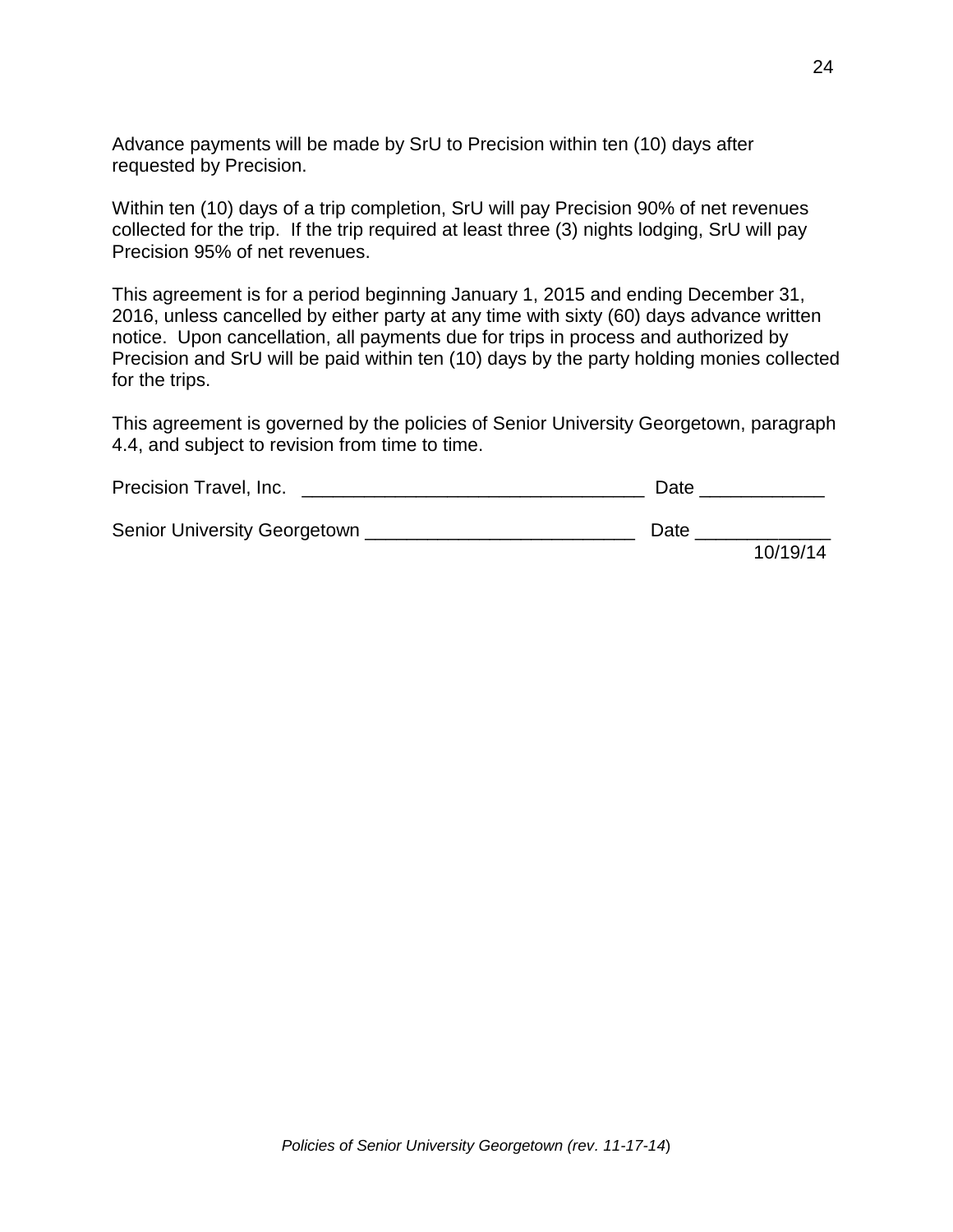Advance payments will be made by SrU to Precision within ten (10) days after requested by Precision.

Within ten (10) days of a trip completion, SrU will pay Precision 90% of net revenues collected for the trip. If the trip required at least three (3) nights lodging, SrU will pay Precision 95% of net revenues.

This agreement is for a period beginning January 1, 2015 and ending December 31, 2016, unless cancelled by either party at any time with sixty (60) days advance written notice. Upon cancellation, all payments due for trips in process and authorized by Precision and SrU will be paid within ten (10) days by the party holding monies collected for the trips.

This agreement is governed by the policies of Senior University Georgetown, paragraph 4.4, and subject to revision from time to time.

Precision Travel, Inc. _________________________________ Date ____________

Senior University Georgetown __________________________ Date _____________

10/19/14